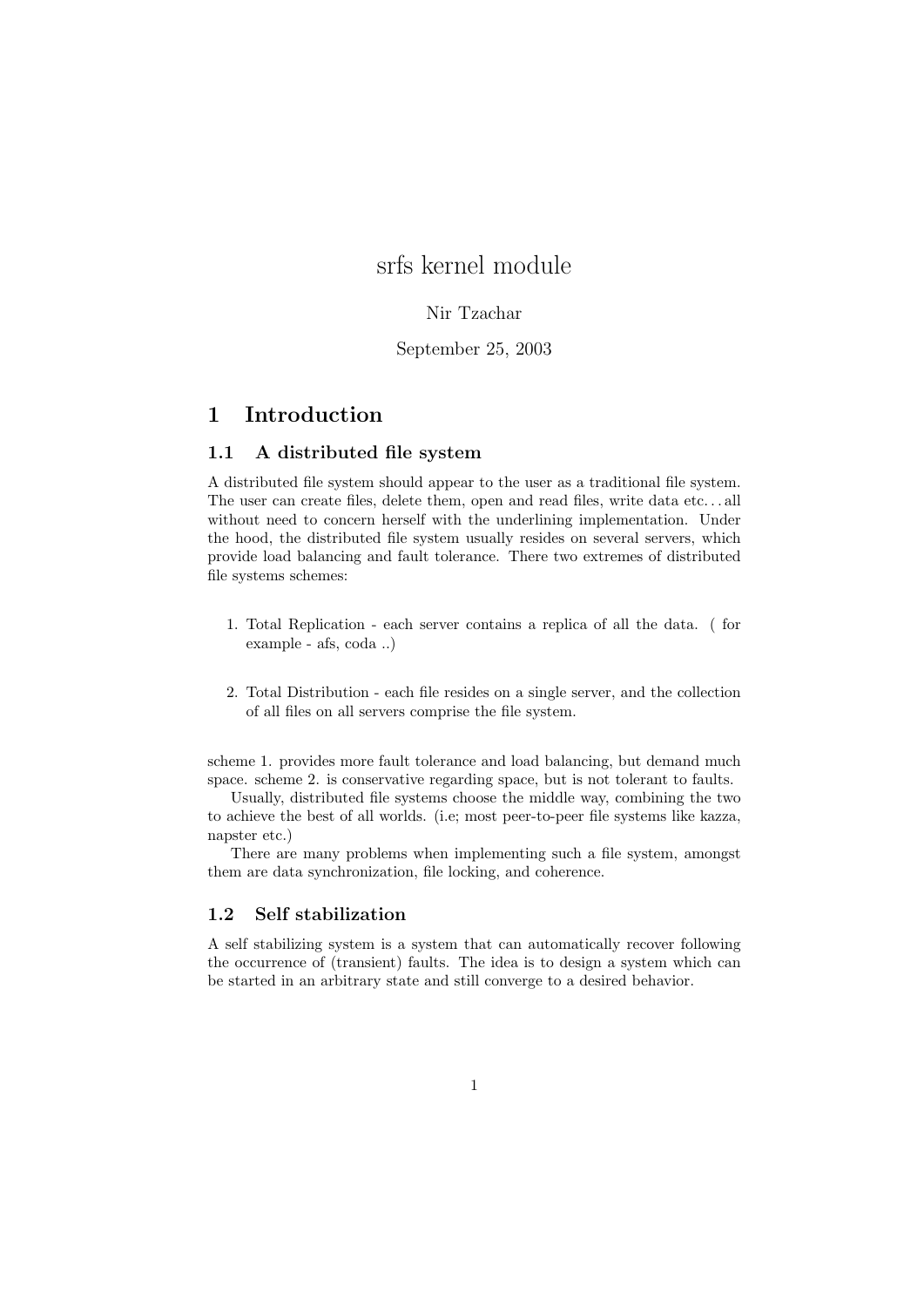# srfs kernel module

Nir Tzachar

September 25, 2003

## 1 Introduction

### 1.1 A distributed file system

A distributed file system should appear to the user as a traditional file system. The user can create files, delete them, open and read files, write data etc. . . all without need to concern herself with the underlining implementation. Under the hood, the distributed file system usually resides on several servers, which provide load balancing and fault tolerance. There two extremes of distributed file systems schemes:

1. Total Replication - each server contains a replica of all the data. ( for example - afs, coda ..)

2. Total Distribution - each file resides on a single server, and the collection of all files on all servers comprise the file system.

scheme 1. provides more fault tolerance and load balancing, but demand much space. scheme 2. is conservative regarding space, but is not tolerant to faults.

Usually, distributed file systems choose the middle way, combining the two to achieve the best of all worlds. (i.e; most peer-to-peer file systems like kazza, napster etc.)

There are many problems when implementing such a file system, amongst them are data synchronization, file locking, and coherence.

### 1.2 Self stabilization

A self stabilizing system is a system that can automatically recover following the occurrence of (transient) faults. The idea is to design a system which can be started in an arbitrary state and still converge to a desired behavior.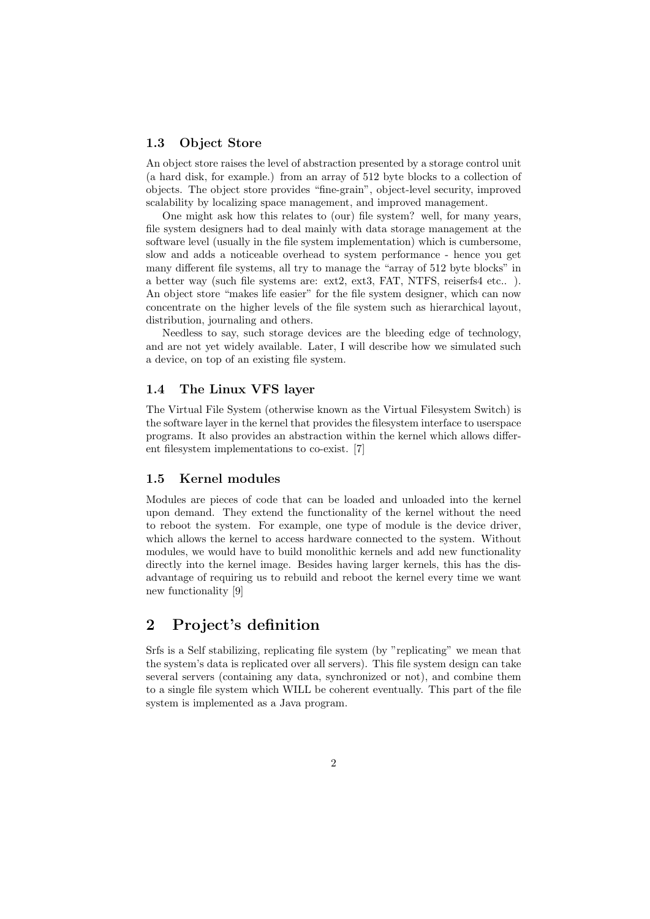### 1.3 Object Store

An object store raises the level of abstraction presented by a storage control unit (a hard disk, for example.) from an array of 512 byte blocks to a collection of objects. The object store provides "fine-grain", object-level security, improved scalability by localizing space management, and improved management.

One might ask how this relates to (our) file system? well, for many years, file system designers had to deal mainly with data storage management at the software level (usually in the file system implementation) which is cumbersome, slow and adds a noticeable overhead to system performance - hence you get many different file systems, all try to manage the "array of 512 byte blocks" in a better way (such file systems are: ext2, ext3, FAT, NTFS, reiserfs4 etc.. ). An object store "makes life easier" for the file system designer, which can now concentrate on the higher levels of the file system such as hierarchical layout, distribution, journaling and others.

Needless to say, such storage devices are the bleeding edge of technology, and are not yet widely available. Later, I will describe how we simulated such a device, on top of an existing file system.

### 1.4 The Linux VFS layer

The Virtual File System (otherwise known as the Virtual Filesystem Switch) is the software layer in the kernel that provides the filesystem interface to userspace programs. It also provides an abstraction within the kernel which allows different filesystem implementations to co-exist. [7]

### 1.5 Kernel modules

Modules are pieces of code that can be loaded and unloaded into the kernel upon demand. They extend the functionality of the kernel without the need to reboot the system. For example, one type of module is the device driver, which allows the kernel to access hardware connected to the system. Without modules, we would have to build monolithic kernels and add new functionality directly into the kernel image. Besides having larger kernels, this has the disadvantage of requiring us to rebuild and reboot the kernel every time we want new functionality [9]

## 2 Project's definition

Srfs is a Self stabilizing, replicating file system (by "replicating" we mean that the system's data is replicated over all servers). This file system design can take several servers (containing any data, synchronized or not), and combine them to a single file system which WILL be coherent eventually. This part of the file system is implemented as a Java program.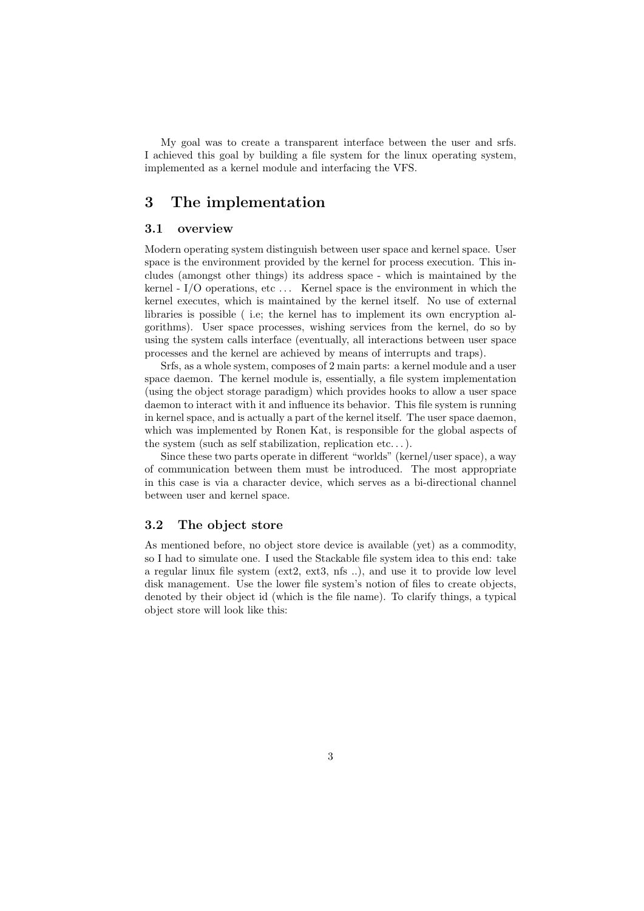My goal was to create a transparent interface between the user and srfs. I achieved this goal by building a file system for the linux operating system, implemented as a kernel module and interfacing the VFS.

# 3 The implementation

## 3.1 overview

Modern operating system distinguish between user space and kernel space. User space is the environment provided by the kernel for process execution. This includes (amongst other things) its address space - which is maintained by the kernel - I/O operations, etc . . . Kernel space is the environment in which the kernel executes, which is maintained by the kernel itself. No use of external libraries is possible ( i.e; the kernel has to implement its own encryption algorithms). User space processes, wishing services from the kernel, do so by using the system calls interface (eventually, all interactions between user space processes and the kernel are achieved by means of interrupts and traps).

Srfs, as a whole system, composes of 2 main parts: a kernel module and a user space daemon. The kernel module is, essentially, a file system implementation (using the object storage paradigm) which provides hooks to allow a user space daemon to interact with it and influence its behavior. This file system is running in kernel space, and is actually a part of the kernel itself. The user space daemon, which was implemented by Ronen Kat, is responsible for the global aspects of the system (such as self stabilization, replication etc. . . ).

Since these two parts operate in different "worlds" (kernel/user space), a way of communication between them must be introduced. The most appropriate in this case is via a character device, which serves as a bi-directional channel between user and kernel space.

## 3.2 The object store

As mentioned before, no object store device is available (yet) as a commodity, so I had to simulate one. I used the Stackable file system idea to this end: take a regular linux file system (ext2, ext3, nfs ..), and use it to provide low level disk management. Use the lower file system's notion of files to create objects, denoted by their object id (which is the file name). To clarify things, a typical object store will look like this: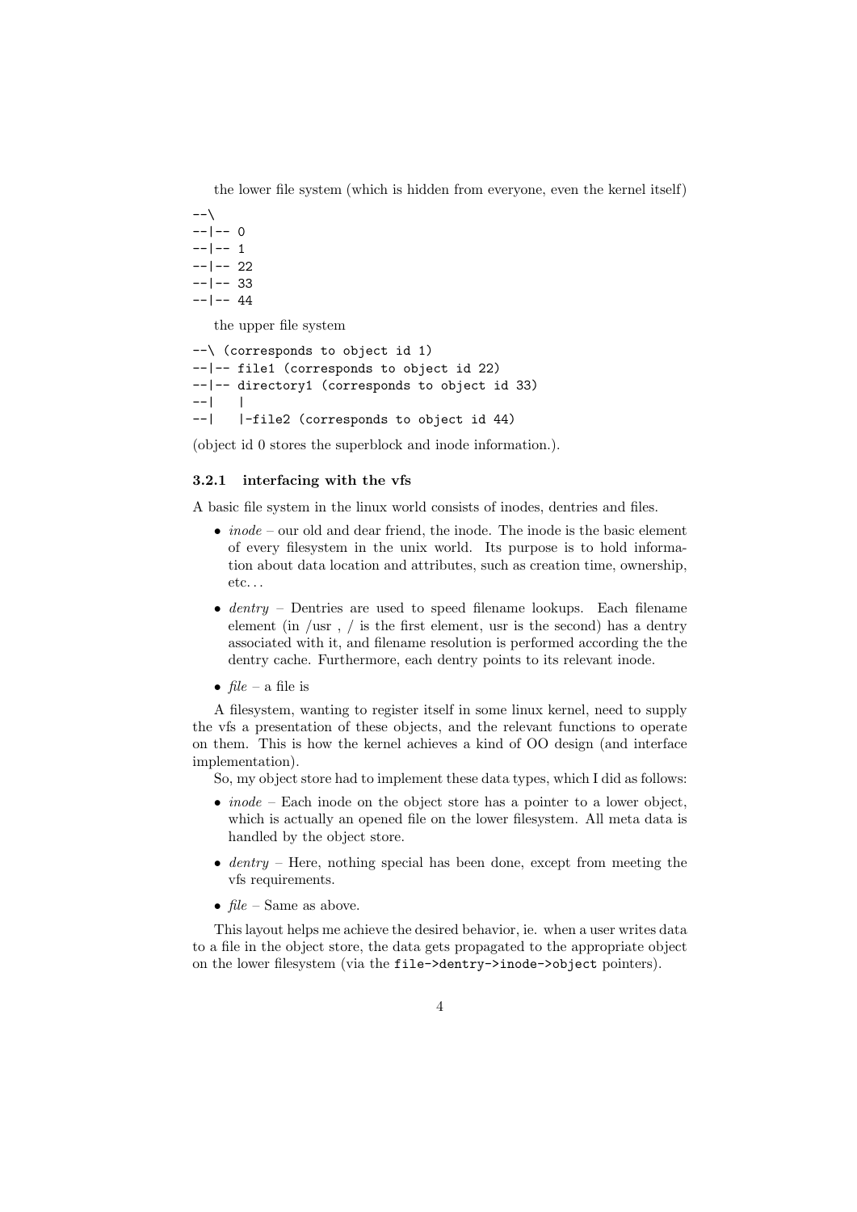the lower file system (which is hidden from everyone, even the kernel itself)

```
--\
--|-- 0
--|-- 1
--|-- 22
--|-- 33
--|-- 44
```

the upper file system

```
--\ (corresponds to object id 1)
--|-- file1 (corresponds to object id 22)
--|-- directory1 (corresponds to object id 33)
--|   |
--|   |-file2 (corresponds to object id 44)
```

(object id 0 stores the superblock and inode information.).

### 3.2.1 interfacing with the vfs

A basic file system in the linux world consists of inodes, dentries and files.

- *inode* – our old and dear friend, the inode. The inode is the basic element of every filesystem in the unix world. Its purpose is to hold information about data location and attributes, such as creation time, ownership, etc...
- *dentry* – Dentries are used to speed filename lookups. Each filename element (in /usr , / is the first element, usr is the second) has a dentry associated with it, and filename resolution is performed according the the dentry cache. Furthermore, each dentry points to its relevant inode.
- *file* – a file is

A filesystem, wanting to register itself in some linux kernel, need to supply the vfs a presentation of these objects, and the relevant functions to operate on them. This is how the kernel achieves a kind of OO design (and interface implementation).

So, my object store had to implement these data types, which I did as follows:

- *inode* – Each inode on the object store has a pointer to a lower object, which is actually an opened file on the lower filesystem. All meta data is handled by the object store.
- *dentry* – Here, nothing special has been done, except from meeting the vfs requirements.
- *file* – Same as above.

This layout helps me achieve the desired behavior, ie. when a user writes data to a file in the object store, the data gets propagated to the appropriate object on the lower filesystem (via the `file->dentry->inode->object` pointers).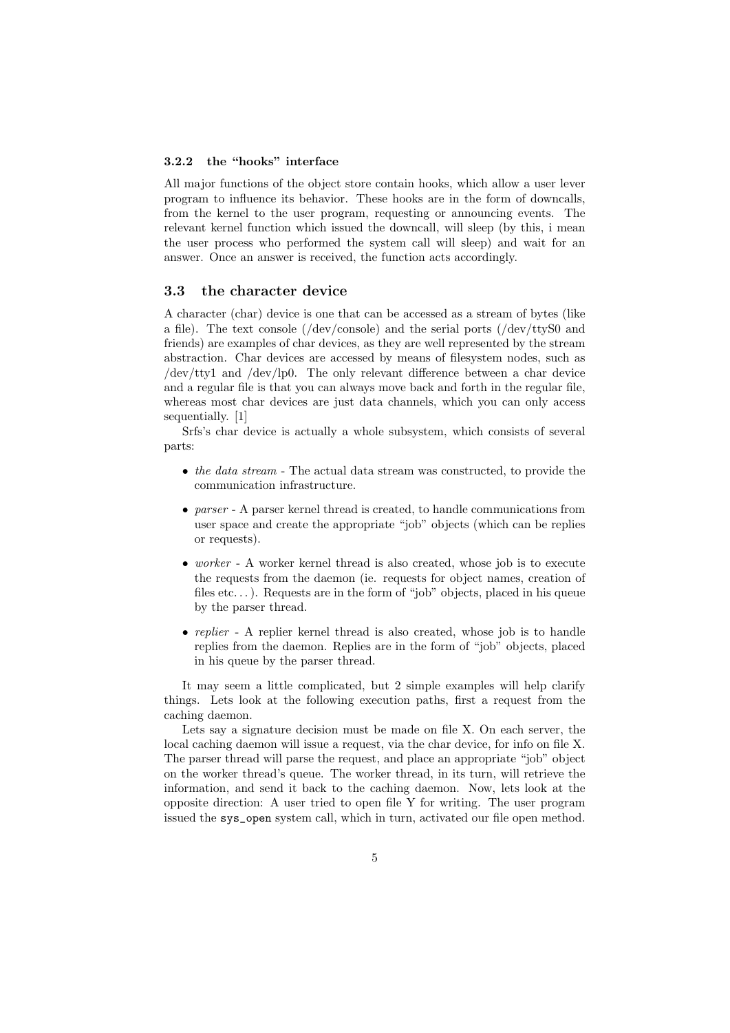### 3.2.2 the "hooks" interface

All major functions of the object store contain hooks, which allow a user lever program to influence its behavior. These hooks are in the form of downcalls, from the kernel to the user program, requesting or announcing events. The relevant kernel function which issued the downcall, will sleep (by this, i mean the user process who performed the system call will sleep) and wait for an answer. Once an answer is received, the function acts accordingly.

## 3.3 the character device

A character (char) device is one that can be accessed as a stream of bytes (like a file). The text console (/dev/console) and the serial ports (/dev/ttyS0 and friends) are examples of char devices, as they are well represented by the stream abstraction. Char devices are accessed by means of filesystem nodes, such as /dev/tty1 and /dev/lp0. The only relevant difference between a char device and a regular file is that you can always move back and forth in the regular file, whereas most char devices are just data channels, which you can only access sequentially. [1]

Srfs's char device is actually a whole subsystem, which consists of several parts:

- *the data stream* - The actual data stream was constructed, to provide the communication infrastructure.
- *parser* - A parser kernel thread is created, to handle communications from user space and create the appropriate "job" objects (which can be replies or requests).
- *worker* - A worker kernel thread is also created, whose job is to execute the requests from the daemon (ie. requests for object names, creation of files etc. . . ). Requests are in the form of "job" objects, placed in his queue by the parser thread.
- *replier* - A replier kernel thread is also created, whose job is to handle replies from the daemon. Replies are in the form of "job" objects, placed in his queue by the parser thread.

It may seem a little complicated, but 2 simple examples will help clarify things. Lets look at the following execution paths, first a request from the caching daemon.

Lets say a signature decision must be made on file X. On each server, the local caching daemon will issue a request, via the char device, for info on file X. The parser thread will parse the request, and place an appropriate "job" object on the worker thread's queue. The worker thread, in its turn, will retrieve the information, and send it back to the caching daemon. Now, lets look at the opposite direction: A user tried to open file Y for writing. The user program issued the `sys_open` system call, which in turn, activated our file open method.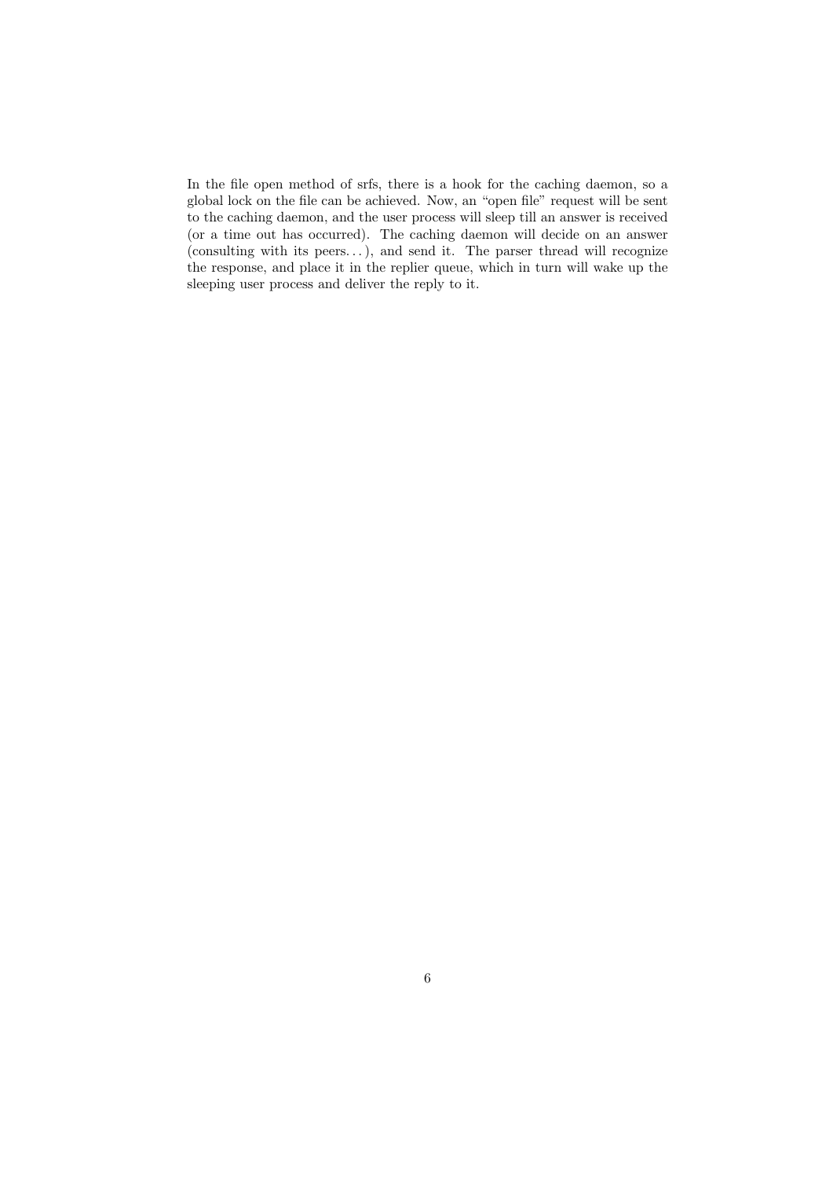In the file open method of srfs, there is a hook for the caching daemon, so a global lock on the file can be achieved. Now, an "open file" request will be sent to the caching daemon, and the user process will sleep till an answer is received (or a time out has occurred). The caching daemon will decide on an answer (consulting with its peers...), and send it. The parser thread will recognize the response, and place it in the replier queue, which in turn will wake up the sleeping user process and deliver the reply to it.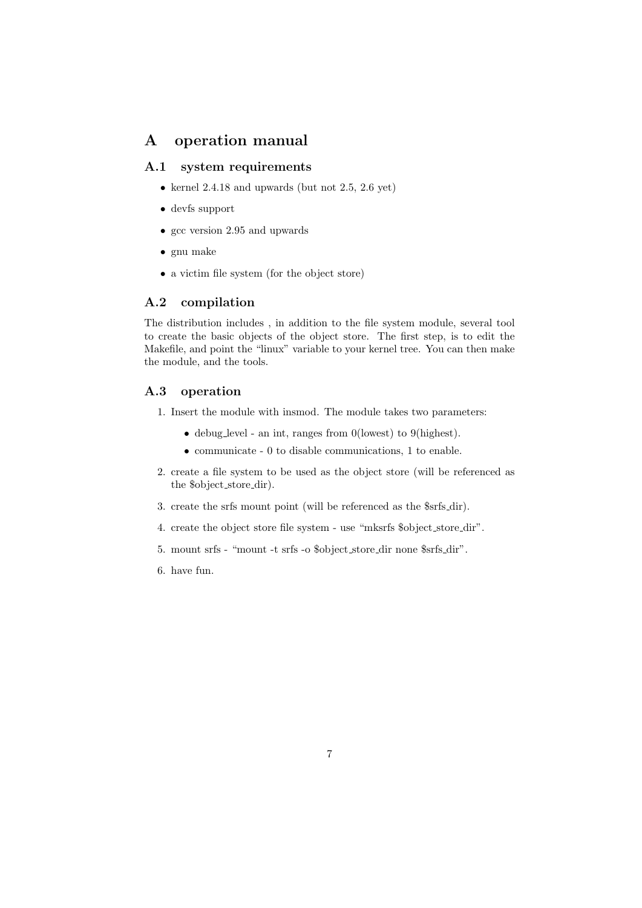# A operation manual

## A.1 system requirements

- kernel 2.4.18 and upwards (but not 2.5, 2.6 yet)
- devfs support
- gcc version 2.95 and upwards
- gnu make
- a victim file system (for the object store)

## A.2 compilation

The distribution includes , in addition to the file system module, several tool to create the basic objects of the object store. The first step, is to edit the Makefile, and point the "linux" variable to your kernel tree. You can then make the module, and the tools.

## A.3 operation

1. Insert the module with insmod. The module takes two parameters:
   - debug_level - an int, ranges from 0(lowest) to 9(highest).
   - communicate - 0 to disable communications, 1 to enable.
2. create a file system to be used as the object store (will be referenced as the $object_store_dir).
3. create the srfs mount point (will be referenced as the $srfs_dir).
4. create the object store file system - use "mksrfs $object_store_dir".
5. mount srfs - "mount -t srfs -o $object_store_dir none $srfs_dir".
6. have fun.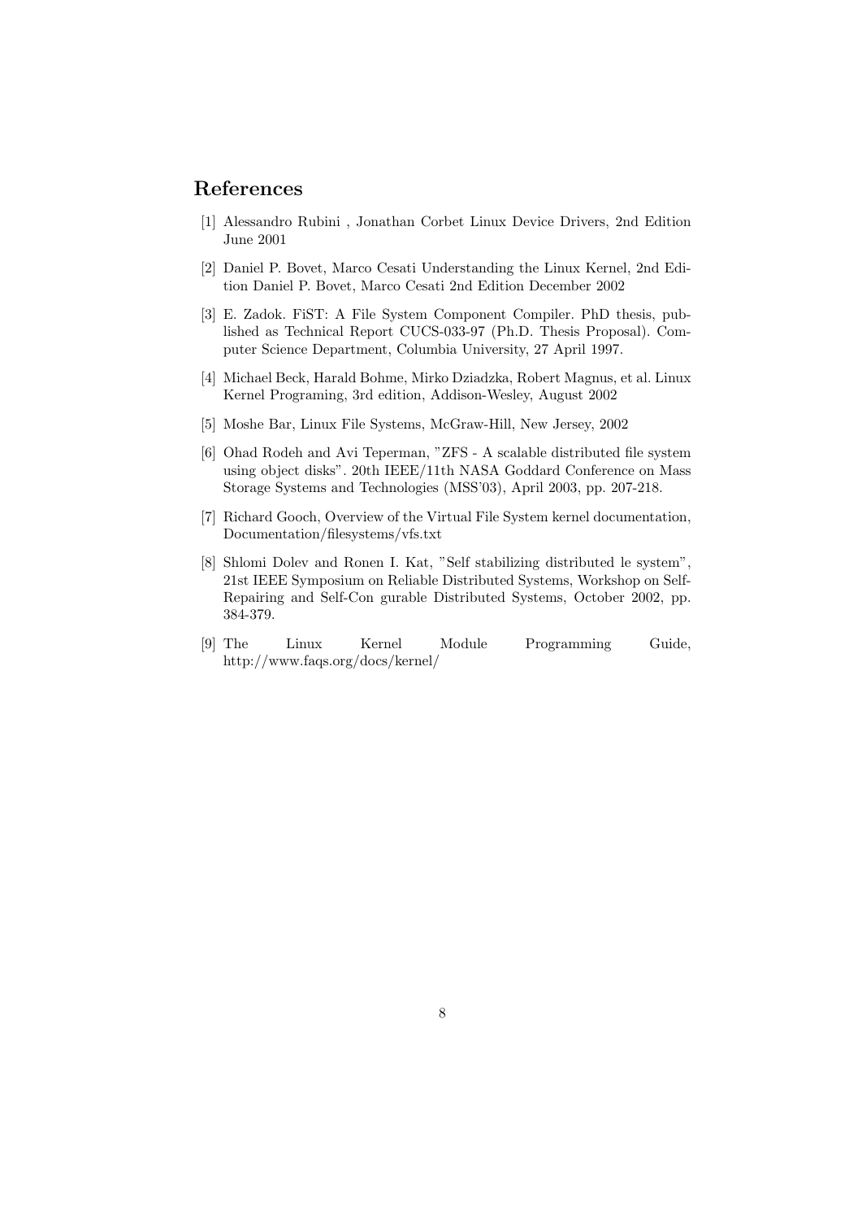## References

[1] Alessandro Rubini , Jonathan Corbet Linux Device Drivers, 2nd Edition June 2001

[2] Daniel P. Bovet, Marco Cesati Understanding the Linux Kernel, 2nd Edition Daniel P. Bovet, Marco Cesati 2nd Edition December 2002

[3] E. Zadok. FiST: A File System Component Compiler. PhD thesis, published as Technical Report CUCS-033-97 (Ph.D. Thesis Proposal). Computer Science Department, Columbia University, 27 April 1997.

[4] Michael Beck, Harald Bohme, Mirko Dziadzka, Robert Magnus, et al. Linux Kernel Programing, 3rd edition, Addison-Wesley, August 2002

[5] Moshe Bar, Linux File Systems, McGraw-Hill, New Jersey, 2002

[6] Ohad Rodeh and Avi Teperman, "ZFS - A scalable distributed file system using object disks". 20th IEEE/11th NASA Goddard Conference on Mass Storage Systems and Technologies (MSS'03), April 2003, pp. 207-218.

[7] Richard Gooch, Overview of the Virtual File System kernel documentation, Documentation/filesystems/vfs.txt

[8] Shlomi Dolev and Ronen I. Kat, "Self stabilizing distributed le system", 21st IEEE Symposium on Reliable Distributed Systems, Workshop on Self-Repairing and Self-Con gurable Distributed Systems, October 2002, pp. 384-379.

[9] The Linux Kernel Module Programming Guide, http://www.faqs.org/docs/kernel/